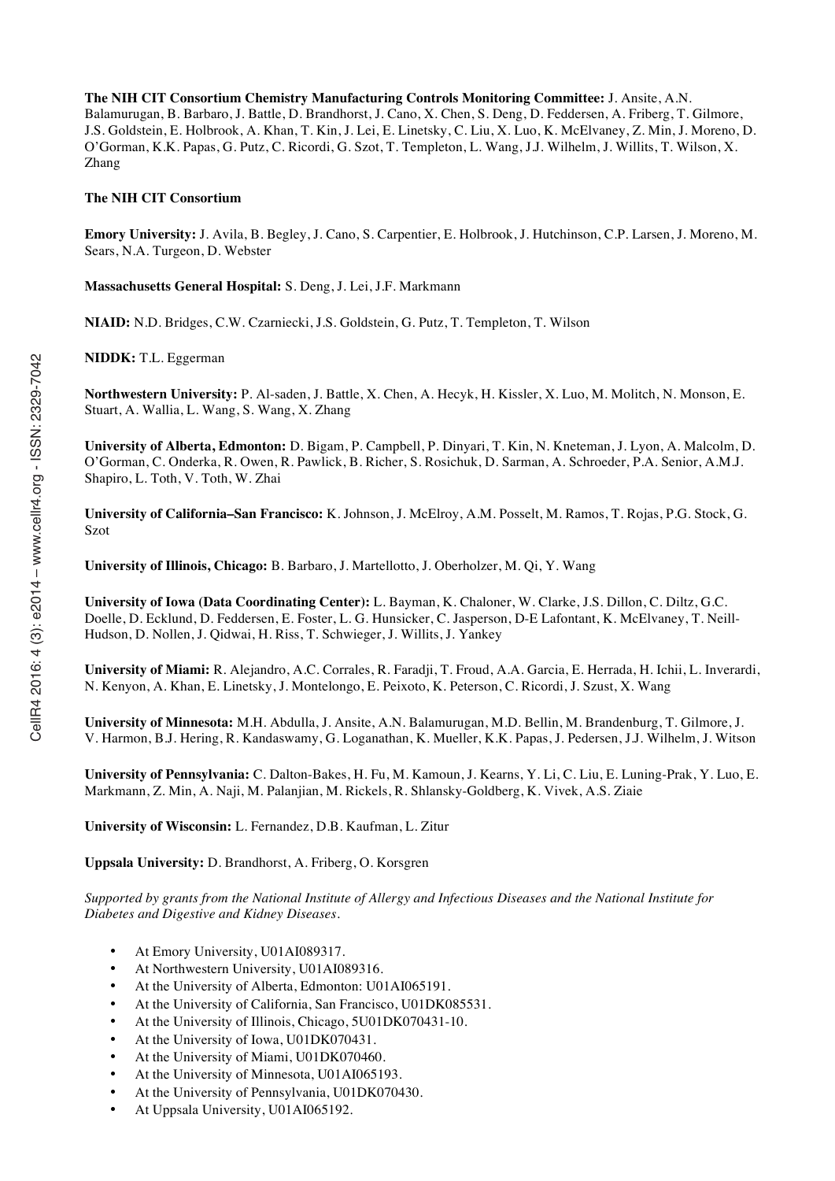**The NIH CIT Consortium Chemistry Manufacturing Controls Monitoring Committee:** J. Ansite, A.N. Balamurugan, B. Barbaro, J. Battle, D. Brandhorst, J. Cano, X. Chen, S. Deng, D. Feddersen, A. Friberg, T. Gilmore, J.S. Goldstein, E. Holbrook, A. Khan, T. Kin, J. Lei, E. Linetsky, C. Liu, X. Luo, K. McElvaney, Z. Min, J. Moreno, D. O'Gorman, K.K. Papas, G. Putz, C. Ricordi, G. Szot, T. Templeton, L. Wang, J.J. Wilhelm, J. Willits, T. Wilson, X. Zhang

**The NIH CIT Consortium**

**Emory University:** J. Avila, B. Begley, J. Cano, S. Carpentier, E. Holbrook, J. Hutchinson, C.P. Larsen, J. Moreno, M. Sears, N.A. Turgeon, D. Webster

**Massachusetts General Hospital:** S. Deng, J. Lei, J.F. Markmann

**NIAID:** N.D. Bridges, C.W. Czarniecki, J.S. Goldstein, G. Putz, T. Templeton, T. Wilson

**NIDDK:** T.L. Eggerman

**Northwestern University:** P. Al-saden, J. Battle, X. Chen, A. Hecyk, H. Kissler, X. Luo, M. Molitch, N. Monson, E. Stuart, A. Wallia, L. Wang, S. Wang, X. Zhang

**University of Alberta, Edmonton:** D. Bigam, P. Campbell, P. Dinyari, T. Kin, N. Kneteman, J. Lyon, A. Malcolm, D. O'Gorman, C. Onderka, R. Owen, R. Pawlick, B. Richer, S. Rosichuk, D. Sarman, A. Schroeder, P.A. Senior, A.M.J. Shapiro, L. Toth, V. Toth, W. Zhai

**University of California–San Francisco:** K. Johnson, J. McElroy, A.M. Posselt, M. Ramos, T. Rojas, P.G. Stock, G. Szot

**University of Illinois, Chicago:** B. Barbaro, J. Martellotto, J. Oberholzer, M. Qi, Y. Wang

**University of Iowa (Data Coordinating Center):** L. Bayman, K. Chaloner, W. Clarke, J.S. Dillon, C. Diltz, G.C. Doelle, D. Ecklund, D. Feddersen, E. Foster, L. G. Hunsicker, C. Jasperson, D-E Lafontant, K. McElvaney, T. Neill-Hudson, D. Nollen, J. Qidwai, H. Riss, T. Schwieger, J. Willits, J. Yankey

**University of Miami:** R. Alejandro, A.C. Corrales, R. Faradji, T. Froud, A.A. Garcia, E. Herrada, H. Ichii, L. Inverardi, N. Kenyon, A. Khan, E. Linetsky, J. Montelongo, E. Peixoto, K. Peterson, C. Ricordi, J. Szust, X. Wang

**University of Minnesota:** M.H. Abdulla, J. Ansite, A.N. Balamurugan, M.D. Bellin, M. Brandenburg, T. Gilmore, J. V. Harmon, B.J. Hering, R. Kandaswamy, G. Loganathan, K. Mueller, K.K. Papas, J. Pedersen, J.J. Wilhelm, J. Witson

**University of Pennsylvania:** C. Dalton-Bakes, H. Fu, M. Kamoun, J. Kearns, Y. Li, C. Liu, E. Luning-Prak, Y. Luo, E. Markmann, Z. Min, A. Naji, M. Palanjian, M. Rickels, R. Shlansky-Goldberg, K. Vivek, A.S. Ziaie

**University of Wisconsin:** L. Fernandez, D.B. Kaufman, L. Zitur

**Uppsala University:** D. Brandhorst, A. Friberg, O. Korsgren

*Supported by grants from the National Institute of Allergy and Infectious Diseases and the National Institute for Diabetes and Digestive and Kidney Diseases.*

- At Emory University, U01AI089317.
- At Northwestern University, U01AI089316.
- At the University of Alberta, Edmonton: U01AI065191.
- At the University of California, San Francisco, U01DK085531.
- At the University of Illinois, Chicago, 5U01DK070431-10.
- At the University of Iowa, U01DK070431.
- At the University of Miami, U01DK070460.
- At the University of Minnesota, U01AI065193.
- At the University of Pennsylvania, U01DK070430.
- At Uppsala University, U01AI065192.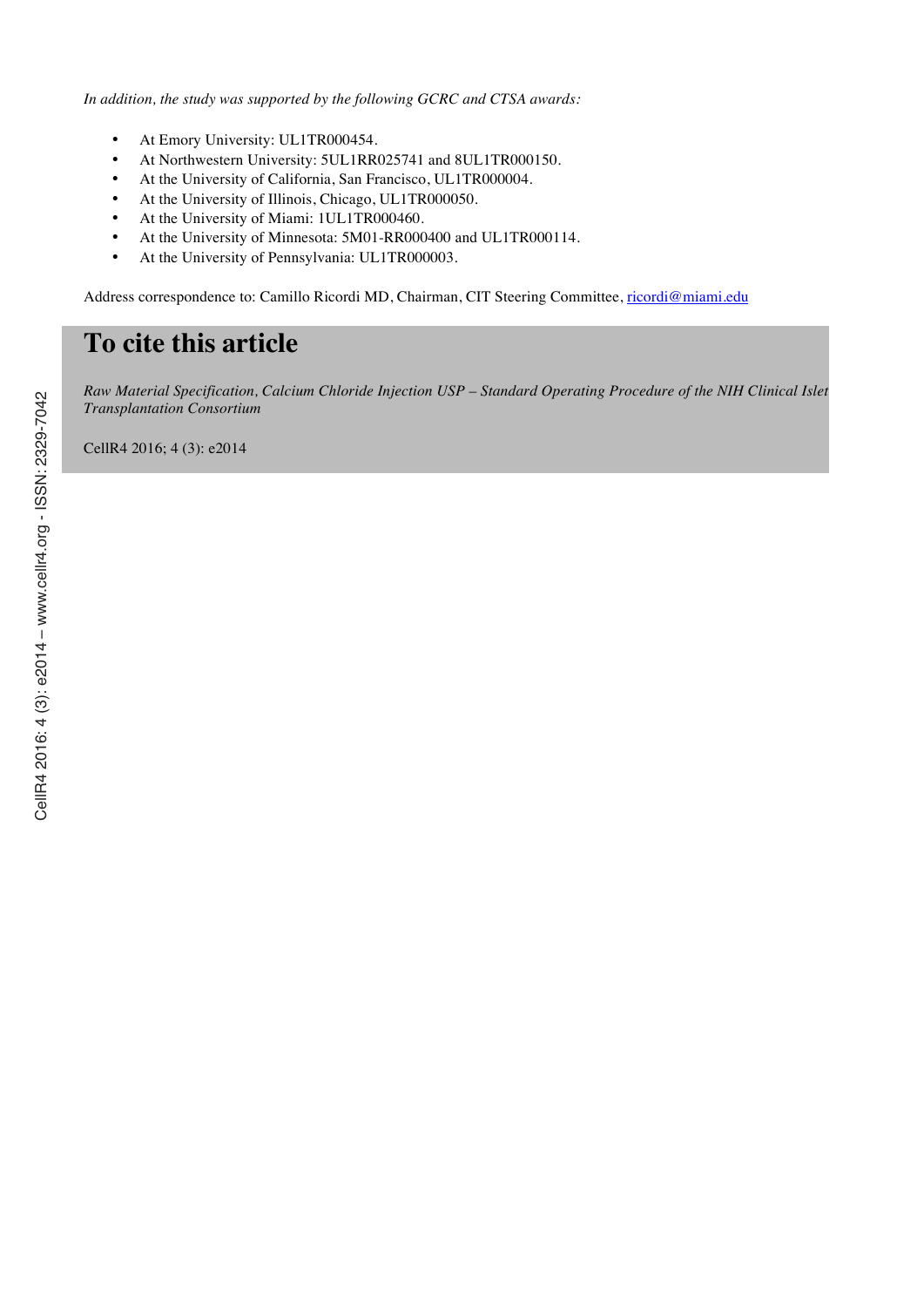*In addition, the study was supported by the following GCRC and CTSA awards:*

- At Emory University: UL1TR000454.
- At Northwestern University: 5UL1RR025741 and 8UL1TR000150.
- At the University of California, San Francisco, UL1TR000004.
- At the University of Illinois, Chicago, UL1TR000050.
- At the University of Miami: 1UL1TR000460.
- At the University of Minnesota: 5M01-RR000400 and UL1TR000114.
- At the University of Pennsylvania: UL1TR000003.

Address correspondence to: Camillo Ricordi MD, Chairman, CIT Steering Committee, ricordi@miami.edu

# To cite this article

*Raw Material Specification, Calcium Chloride Injection USP – Standard Operating Procedure of the NIH Clinical Islet Transplantation Consortium*

CellR4 2016; 4 (3): e2014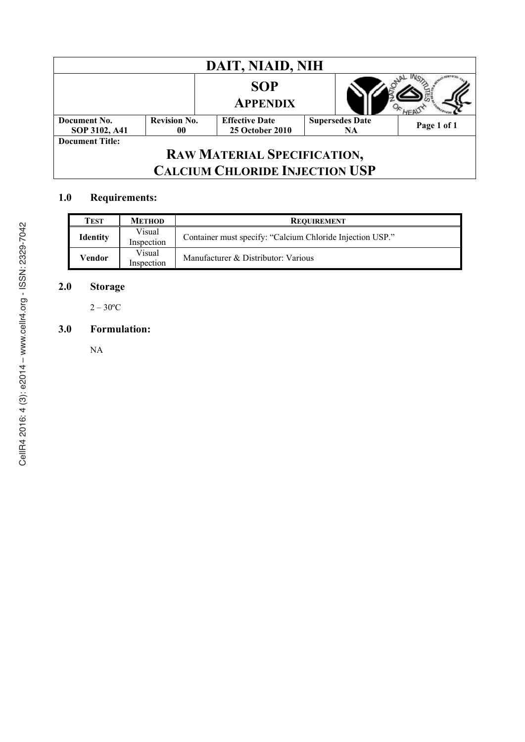| DAIT, NIAID, NIH | | | | |
|---|---|---|---|---|
| | SOP APPENDIX | | | |
| **Document No.** SOP 3102, A41 | **Revision No.** 00 | **Effective Date** 25 October 2010 | **Supersedes Date** NA | **Page 1 of 1** |
| **Document Title:** RAW MATERIAL SPECIFICATION, CALCIUM CHLORIDE INJECTION USP | | | | |

## 1.0 Requirements:

| TEST | METHOD | REQUIREMENT |
|---|---|---|
| **Identity** | Visual Inspection | Container must specify: "Calcium Chloride Injection USP." |
| **Vendor** | Visual Inspection | Manufacturer & Distributor: Various |

## 2.0 Storage

2 – 30ºC

## 3.0 Formulation:

NA